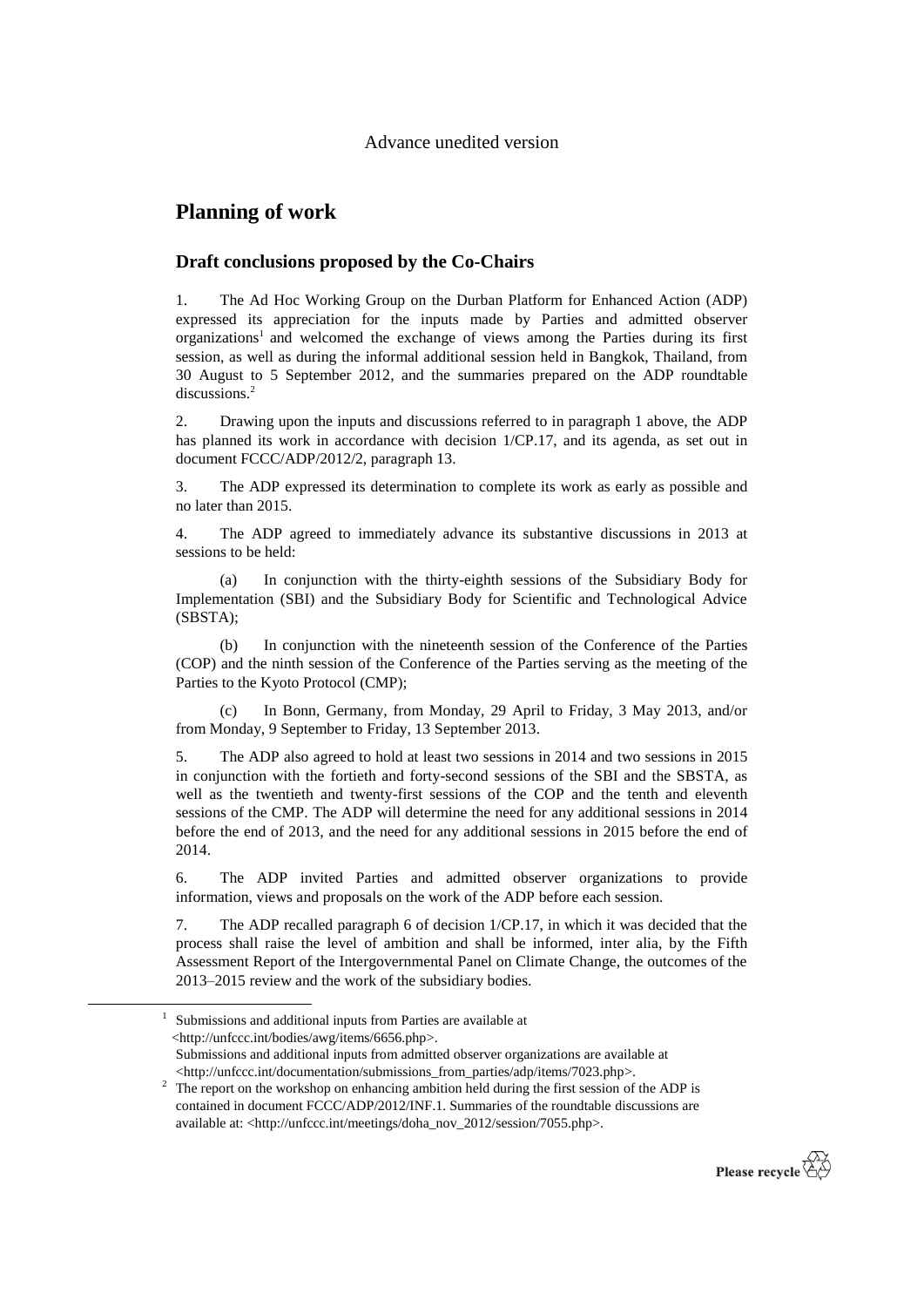Advance unedited version

# Planning of work

## Draft conclusions proposed by the Co-Chairs

1. The Ad Hoc Working Group on the Durban Platform for Enhanced Action (ADP) expressed its appreciation for the inputs made by Parties and admitted observer organizations[1] and welcomed the exchange of views among the Parties during its first session, as well as during the informal additional session held in Bangkok, Thailand, from 30 August to 5 September 2012, and the summaries prepared on the ADP roundtable discussions.[2]

2. Drawing upon the inputs and discussions referred to in paragraph 1 above, the ADP has planned its work in accordance with decision 1/CP.17, and its agenda, as set out in document FCCC/ADP/2012/2, paragraph 13.

3. The ADP expressed its determination to complete its work as early as possible and no later than 2015.

4. The ADP agreed to immediately advance its substantive discussions in 2013 at sessions to be held:

(a) In conjunction with the thirty-eighth sessions of the Subsidiary Body for Implementation (SBI) and the Subsidiary Body for Scientific and Technological Advice (SBSTA);

(b) In conjunction with the nineteenth session of the Conference of the Parties (COP) and the ninth session of the Conference of the Parties serving as the meeting of the Parties to the Kyoto Protocol (CMP);

(c) In Bonn, Germany, from Monday, 29 April to Friday, 3 May 2013, and/or from Monday, 9 September to Friday, 13 September 2013.

5. The ADP also agreed to hold at least two sessions in 2014 and two sessions in 2015 in conjunction with the fortieth and forty-second sessions of the SBI and the SBSTA, as well as the twentieth and twenty-first sessions of the COP and the tenth and eleventh sessions of the CMP. The ADP will determine the need for any additional sessions in 2014 before the end of 2013, and the need for any additional sessions in 2015 before the end of 2014.

6. The ADP invited Parties and admitted observer organizations to provide information, views and proposals on the work of the ADP before each session.

7. The ADP recalled paragraph 6 of decision 1/CP.17, in which it was decided that the process shall raise the level of ambition and shall be informed, inter alia, by the Fifth Assessment Report of the Intergovernmental Panel on Climate Change, the outcomes of the 2013–2015 review and the work of the subsidiary bodies.

---

[1] Submissions and additional inputs from Parties are available at <http://unfccc.int/bodies/awg/items/6656.php>. Submissions and additional inputs from admitted observer organizations are available at <http://unfccc.int/documentation/submissions_from_parties/adp/items/7023.php>.

[2] The report on the workshop on enhancing ambition held during the first session of the ADP is contained in document FCCC/ADP/2012/INF.1. Summaries of the roundtable discussions are available at: <http://unfccc.int/meetings/doha_nov_2012/session/7055.php>.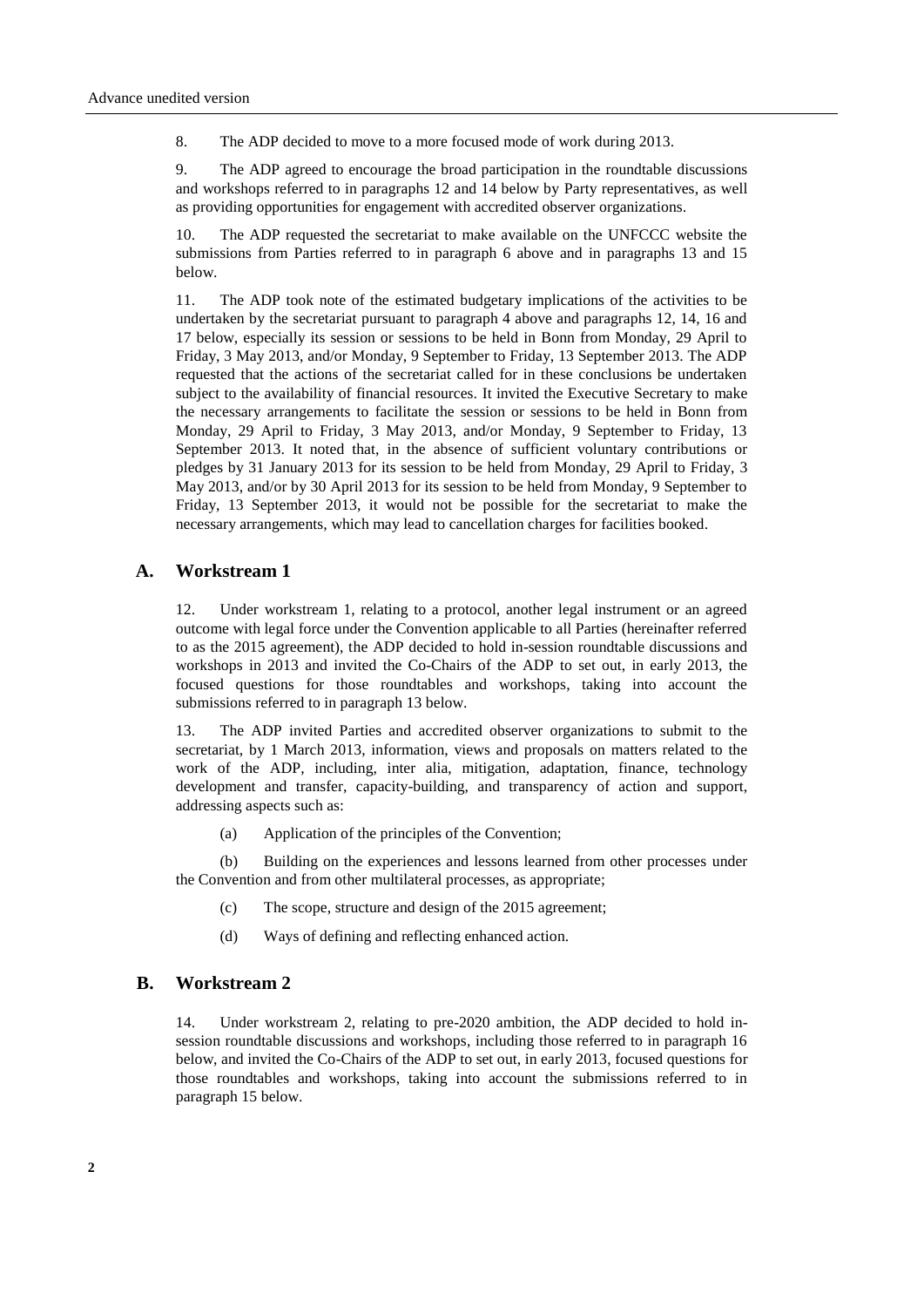8. The ADP decided to move to a more focused mode of work during 2013.

9. The ADP agreed to encourage the broad participation in the roundtable discussions and workshops referred to in paragraphs 12 and 14 below by Party representatives, as well as providing opportunities for engagement with accredited observer organizations.

10. The ADP requested the secretariat to make available on the UNFCCC website the submissions from Parties referred to in paragraph 6 above and in paragraphs 13 and 15 below.

11. The ADP took note of the estimated budgetary implications of the activities to be undertaken by the secretariat pursuant to paragraph 4 above and paragraphs 12, 14, 16 and 17 below, especially its session or sessions to be held in Bonn from Monday, 29 April to Friday, 3 May 2013, and/or Monday, 9 September to Friday, 13 September 2013. The ADP requested that the actions of the secretariat called for in these conclusions be undertaken subject to the availability of financial resources. It invited the Executive Secretary to make the necessary arrangements to facilitate the session or sessions to be held in Bonn from Monday, 29 April to Friday, 3 May 2013, and/or Monday, 9 September to Friday, 13 September 2013. It noted that, in the absence of sufficient voluntary contributions or pledges by 31 January 2013 for its session to be held from Monday, 29 April to Friday, 3 May 2013, and/or by 30 April 2013 for its session to be held from Monday, 9 September to Friday, 13 September 2013, it would not be possible for the secretariat to make the necessary arrangements, which may lead to cancellation charges for facilities booked.

## A. Workstream 1

12. Under workstream 1, relating to a protocol, another legal instrument or an agreed outcome with legal force under the Convention applicable to all Parties (hereinafter referred to as the 2015 agreement), the ADP decided to hold in-session roundtable discussions and workshops in 2013 and invited the Co-Chairs of the ADP to set out, in early 2013, the focused questions for those roundtables and workshops, taking into account the submissions referred to in paragraph 13 below.

13. The ADP invited Parties and accredited observer organizations to submit to the secretariat, by 1 March 2013, information, views and proposals on matters related to the work of the ADP, including, inter alia, mitigation, adaptation, finance, technology development and transfer, capacity-building, and transparency of action and support, addressing aspects such as:

(a) Application of the principles of the Convention;

(b) Building on the experiences and lessons learned from other processes under the Convention and from other multilateral processes, as appropriate;

(c) The scope, structure and design of the 2015 agreement;

(d) Ways of defining and reflecting enhanced action.

## B. Workstream 2

14. Under workstream 2, relating to pre-2020 ambition, the ADP decided to hold in-session roundtable discussions and workshops, including those referred to in paragraph 16 below, and invited the Co-Chairs of the ADP to set out, in early 2013, focused questions for those roundtables and workshops, taking into account the submissions referred to in paragraph 15 below.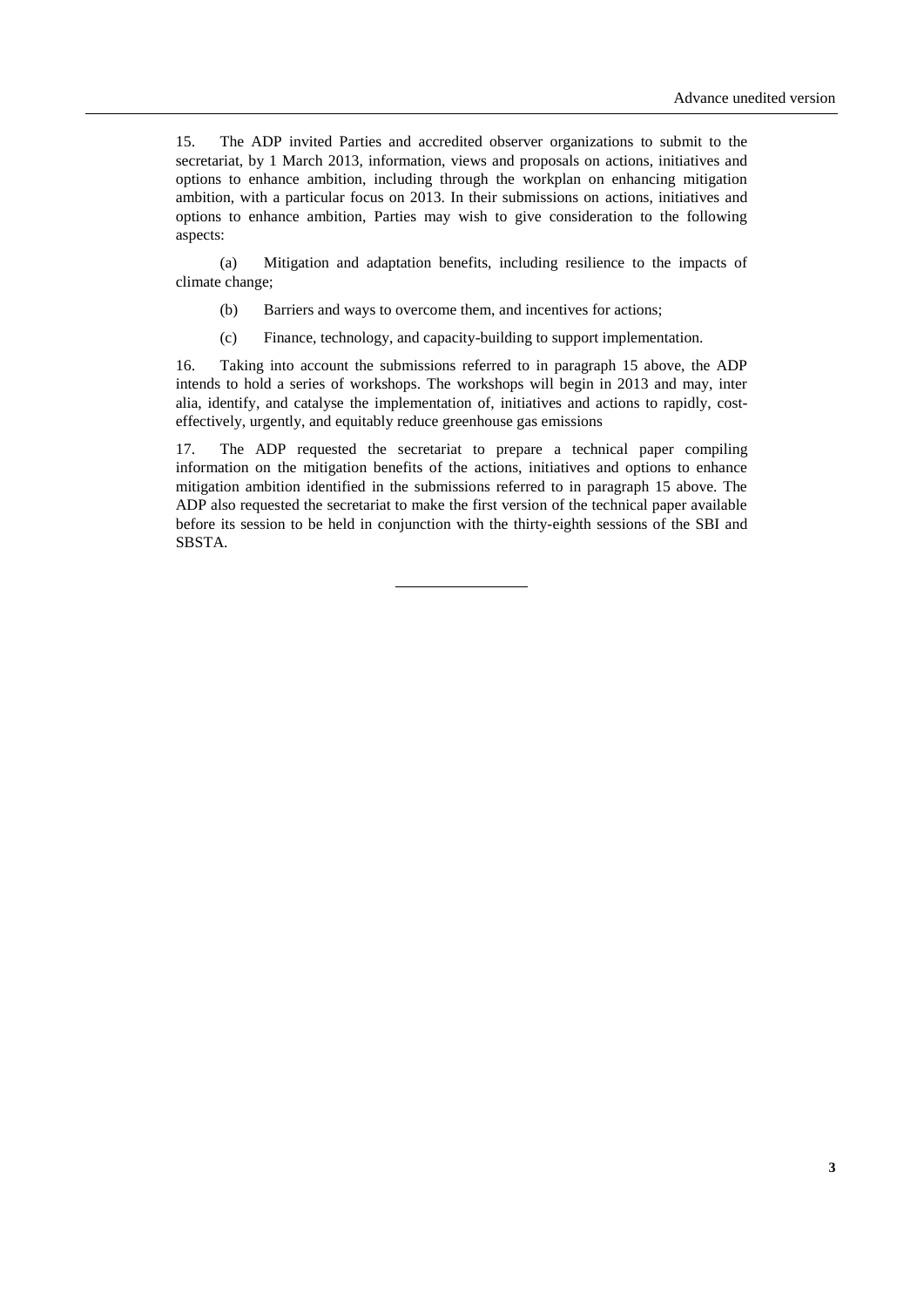15. The ADP invited Parties and accredited observer organizations to submit to the secretariat, by 1 March 2013, information, views and proposals on actions, initiatives and options to enhance ambition, including through the workplan on enhancing mitigation ambition, with a particular focus on 2013. In their submissions on actions, initiatives and options to enhance ambition, Parties may wish to give consideration to the following aspects:

(a) Mitigation and adaptation benefits, including resilience to the impacts of climate change;

(b) Barriers and ways to overcome them, and incentives for actions;

(c) Finance, technology, and capacity-building to support implementation.

16. Taking into account the submissions referred to in paragraph 15 above, the ADP intends to hold a series of workshops. The workshops will begin in 2013 and may, inter alia, identify, and catalyse the implementation of, initiatives and actions to rapidly, cost-effectively, urgently, and equitably reduce greenhouse gas emissions

17. The ADP requested the secretariat to prepare a technical paper compiling information on the mitigation benefits of the actions, initiatives and options to enhance mitigation ambition identified in the submissions referred to in paragraph 15 above. The ADP also requested the secretariat to make the first version of the technical paper available before its session to be held in conjunction with the thirty-eighth sessions of the SBI and SBSTA.